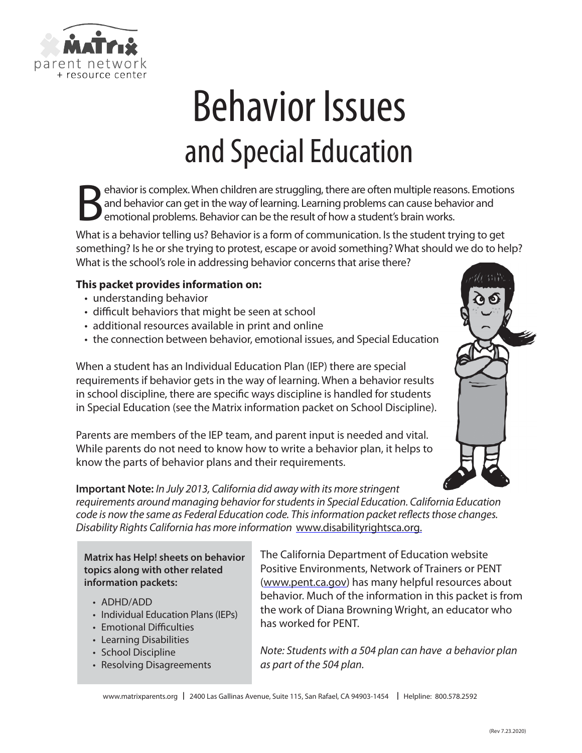Matrix parent network + resource center

# Behavior Issues
## and Special Education

Behavior is complex. When children are struggling, there are often multiple reasons. Emotions and behavior can get in the way of learning. Learning problems can cause behavior and emotional problems. Behavior can be the result of how a student's brain works.

What is a behavior telling us? Behavior is a form of communication. Is the student trying to get something? Is he or she trying to protest, escape or avoid something? What should we do to help? What is the school's role in addressing behavior concerns that arise there?

**This packet provides information on:**

- understanding behavior
- difficult behaviors that might be seen at school
- additional resources available in print and online
- the connection between behavior, emotional issues, and Special Education

When a student has an Individual Education Plan (IEP) there are special requirements if behavior gets in the way of learning. When a behavior results in school discipline, there are specific ways discipline is handled for students in Special Education (see the Matrix information packet on School Discipline).

Parents are members of the IEP team, and parent input is needed and vital. While parents do not need to know how to write a behavior plan, it helps to know the parts of behavior plans and their requirements.

**Important Note:** *In July 2013, California did away with its more stringent requirements around managing behavior for students in Special Education. California Education code is now the same as Federal Education code. This information packet reflects those changes. Disability Rights California has more information* www.disabilityrightsca.org.

**Matrix has Help! sheets on behavior topics along with other related information packets:**

- ADHD/ADD
- Individual Education Plans (IEPs)
- Emotional Difficulties
- Learning Disabilities
- School Discipline
- Resolving Disagreements

The California Department of Education website Positive Environments, Network of Trainers or PENT (www.pent.ca.gov) has many helpful resources about behavior. Much of the information in this packet is from the work of Diana Browning Wright, an educator who has worked for PENT.

*Note: Students with a 504 plan can have a behavior plan as part of the 504 plan.*

www.matrixparents.org | 2400 Las Gallinas Avenue, Suite 115, San Rafael, CA 94903-1454 | Helpline: 800.578.2592

(Rev 7.23.2020)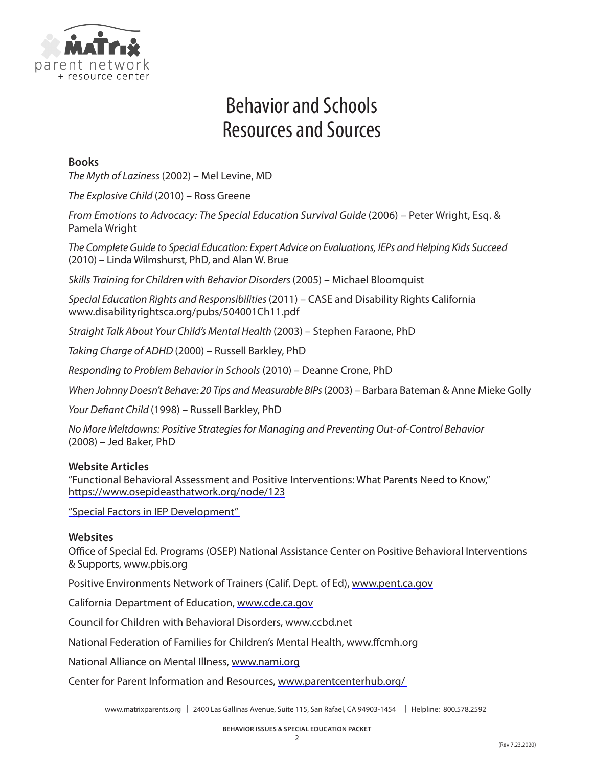# Behavior and Schools
# Resources and Sources

**Books**

*The Myth of Laziness* (2002) – Mel Levine, MD

*The Explosive Child* (2010) – Ross Greene

*From Emotions to Advocacy: The Special Education Survival Guide* (2006) – Peter Wright, Esq. & Pamela Wright

*The Complete Guide to Special Education: Expert Advice on Evaluations, IEPs and Helping Kids Succeed* (2010) – Linda Wilmshurst, PhD, and Alan W. Brue

*Skills Training for Children with Behavior Disorders* (2005) – Michael Bloomquist

*Special Education Rights and Responsibilities* (2011) – CASE and Disability Rights California www.disabilityrightsca.org/pubs/504001Ch11.pdf

*Straight Talk About Your Child's Mental Health* (2003) – Stephen Faraone, PhD

*Taking Charge of ADHD* (2000) – Russell Barkley, PhD

*Responding to Problem Behavior in Schools* (2010) – Deanne Crone, PhD

*When Johnny Doesn't Behave: 20 Tips and Measurable BIPs* (2003) – Barbara Bateman & Anne Mieke Golly

*Your Defiant Child* (1998) – Russell Barkley, PhD

*No More Meltdowns: Positive Strategies for Managing and Preventing Out-of-Control Behavior* (2008) – Jed Baker, PhD

**Website Articles**

"Functional Behavioral Assessment and Positive Interventions: What Parents Need to Know," https://www.osepideasthatwork.org/node/123

"Special Factors in IEP Development"

**Websites**

Office of Special Ed. Programs (OSEP) National Assistance Center on Positive Behavioral Interventions & Supports, www.pbis.org

Positive Environments Network of Trainers (Calif. Dept. of Ed), www.pent.ca.gov

California Department of Education, www.cde.ca.gov

Council for Children with Behavioral Disorders, www.ccbd.net

National Federation of Families for Children's Mental Health, www.ffcmh.org

National Alliance on Mental Illness, www.nami.org

Center for Parent Information and Resources, www.parentcenterhub.org/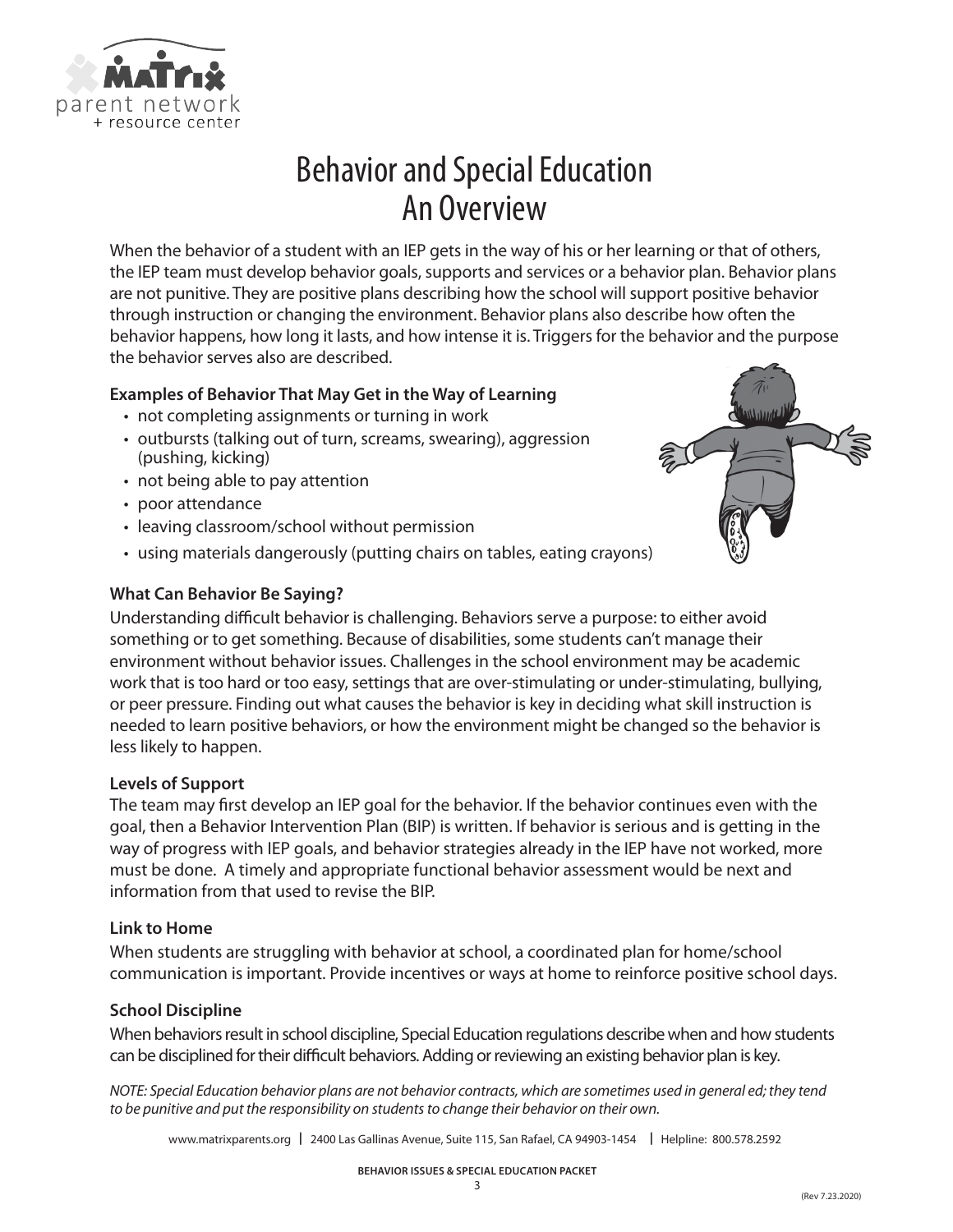# Behavior and Special Education An Overview

When the behavior of a student with an IEP gets in the way of his or her learning or that of others, the IEP team must develop behavior goals, supports and services or a behavior plan. Behavior plans are not punitive. They are positive plans describing how the school will support positive behavior through instruction or changing the environment. Behavior plans also describe how often the behavior happens, how long it lasts, and how intense it is. Triggers for the behavior and the purpose the behavior serves also are described.

**Examples of Behavior That May Get in the Way of Learning**

- not completing assignments or turning in work
- outbursts (talking out of turn, screams, swearing), aggression (pushing, kicking)
- not being able to pay attention
- poor attendance
- leaving classroom/school without permission
- using materials dangerously (putting chairs on tables, eating crayons)

**What Can Behavior Be Saying?**

Understanding difficult behavior is challenging. Behaviors serve a purpose: to either avoid something or to get something. Because of disabilities, some students can't manage their environment without behavior issues. Challenges in the school environment may be academic work that is too hard or too easy, settings that are over-stimulating or under-stimulating, bullying, or peer pressure. Finding out what causes the behavior is key in deciding what skill instruction is needed to learn positive behaviors, or how the environment might be changed so the behavior is less likely to happen.

**Levels of Support**

The team may first develop an IEP goal for the behavior. If the behavior continues even with the goal, then a Behavior Intervention Plan (BIP) is written. If behavior is serious and is getting in the way of progress with IEP goals, and behavior strategies already in the IEP have not worked, more must be done. A timely and appropriate functional behavior assessment would be next and information from that used to revise the BIP.

**Link to Home**

When students are struggling with behavior at school, a coordinated plan for home/school communication is important. Provide incentives or ways at home to reinforce positive school days.

**School Discipline**

When behaviors result in school discipline, Special Education regulations describe when and how students can be disciplined for their difficult behaviors. Adding or reviewing an existing behavior plan is key.

*NOTE: Special Education behavior plans are not behavior contracts, which are sometimes used in general ed; they tend to be punitive and put the responsibility on students to change their behavior on their own.*

www.matrixparents.org | 2400 Las Gallinas Avenue, Suite 115, San Rafael, CA 94903-1454 | Helpline: 800.578.2592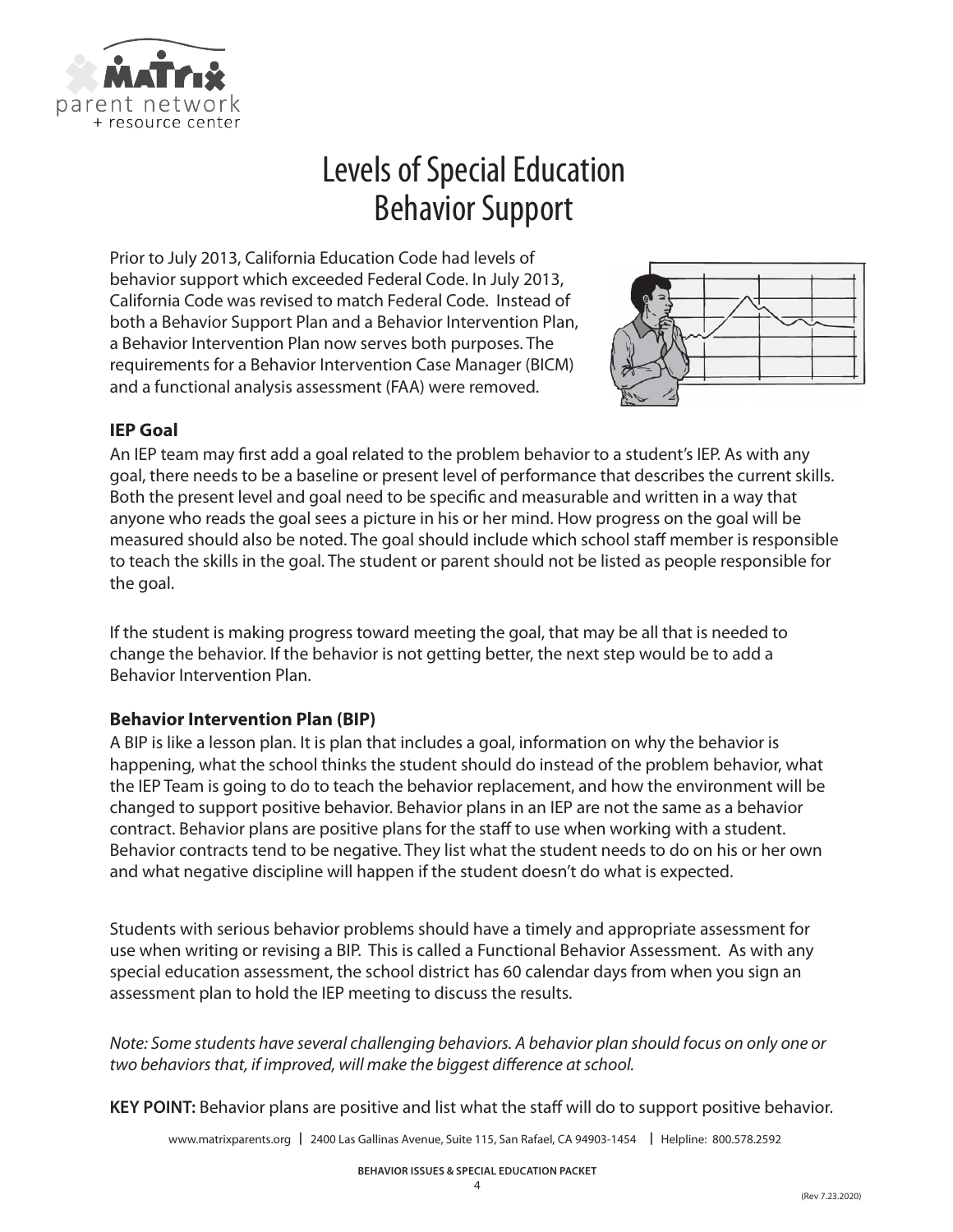# Levels of Special Education Behavior Support

Prior to July 2013, California Education Code had levels of behavior support which exceeded Federal Code. In July 2013, California Code was revised to match Federal Code. Instead of both a Behavior Support Plan and a Behavior Intervention Plan, a Behavior Intervention Plan now serves both purposes. The requirements for a Behavior Intervention Case Manager (BICM) and a functional analysis assessment (FAA) were removed.

### IEP Goal

An IEP team may first add a goal related to the problem behavior to a student's IEP. As with any goal, there needs to be a baseline or present level of performance that describes the current skills. Both the present level and goal need to be specific and measurable and written in a way that anyone who reads the goal sees a picture in his or her mind. How progress on the goal will be measured should also be noted. The goal should include which school staff member is responsible to teach the skills in the goal. The student or parent should not be listed as people responsible for the goal.

If the student is making progress toward meeting the goal, that may be all that is needed to change the behavior. If the behavior is not getting better, the next step would be to add a Behavior Intervention Plan.

### Behavior Intervention Plan (BIP)

A BIP is like a lesson plan. It is plan that includes a goal, information on why the behavior is happening, what the school thinks the student should do instead of the problem behavior, what the IEP Team is going to do to teach the behavior replacement, and how the environment will be changed to support positive behavior. Behavior plans in an IEP are not the same as a behavior contract. Behavior plans are positive plans for the staff to use when working with a student. Behavior contracts tend to be negative. They list what the student needs to do on his or her own and what negative discipline will happen if the student doesn't do what is expected.

Students with serious behavior problems should have a timely and appropriate assessment for use when writing or revising a BIP. This is called a Functional Behavior Assessment. As with any special education assessment, the school district has 60 calendar days from when you sign an assessment plan to hold the IEP meeting to discuss the results.

*Note: Some students have several challenging behaviors. A behavior plan should focus on only one or two behaviors that, if improved, will make the biggest difference at school.*

**KEY POINT:** Behavior plans are positive and list what the staff will do to support positive behavior.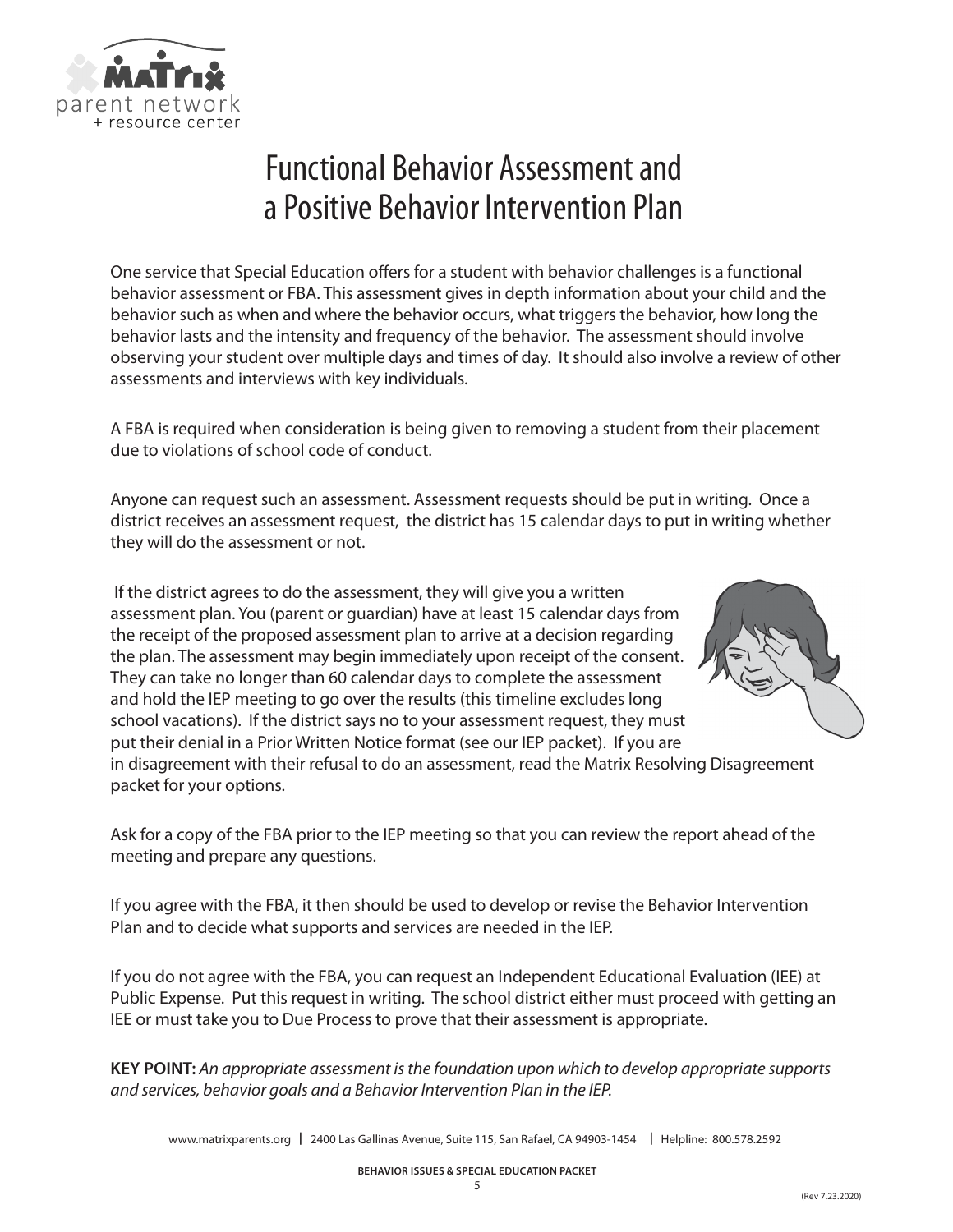# Functional Behavior Assessment and a Positive Behavior Intervention Plan

One service that Special Education offers for a student with behavior challenges is a functional behavior assessment or FBA. This assessment gives in depth information about your child and the behavior such as when and where the behavior occurs, what triggers the behavior, how long the behavior lasts and the intensity and frequency of the behavior. The assessment should involve observing your student over multiple days and times of day. It should also involve a review of other assessments and interviews with key individuals.

A FBA is required when consideration is being given to removing a student from their placement due to violations of school code of conduct.

Anyone can request such an assessment. Assessment requests should be put in writing. Once a district receives an assessment request, the district has 15 calendar days to put in writing whether they will do the assessment or not.

If the district agrees to do the assessment, they will give you a written assessment plan. You (parent or guardian) have at least 15 calendar days from the receipt of the proposed assessment plan to arrive at a decision regarding the plan. The assessment may begin immediately upon receipt of the consent. They can take no longer than 60 calendar days to complete the assessment and hold the IEP meeting to go over the results (this timeline excludes long school vacations). If the district says no to your assessment request, they must put their denial in a Prior Written Notice format (see our IEP packet). If you are in disagreement with their refusal to do an assessment, read the Matrix Resolving Disagreement packet for your options.

Ask for a copy of the FBA prior to the IEP meeting so that you can review the report ahead of the meeting and prepare any questions.

If you agree with the FBA, it then should be used to develop or revise the Behavior Intervention Plan and to decide what supports and services are needed in the IEP.

If you do not agree with the FBA, you can request an Independent Educational Evaluation (IEE) at Public Expense. Put this request in writing. The school district either must proceed with getting an IEE or must take you to Due Process to prove that their assessment is appropriate.

**KEY POINT:** *An appropriate assessment is the foundation upon which to develop appropriate supports and services, behavior goals and a Behavior Intervention Plan in the IEP.*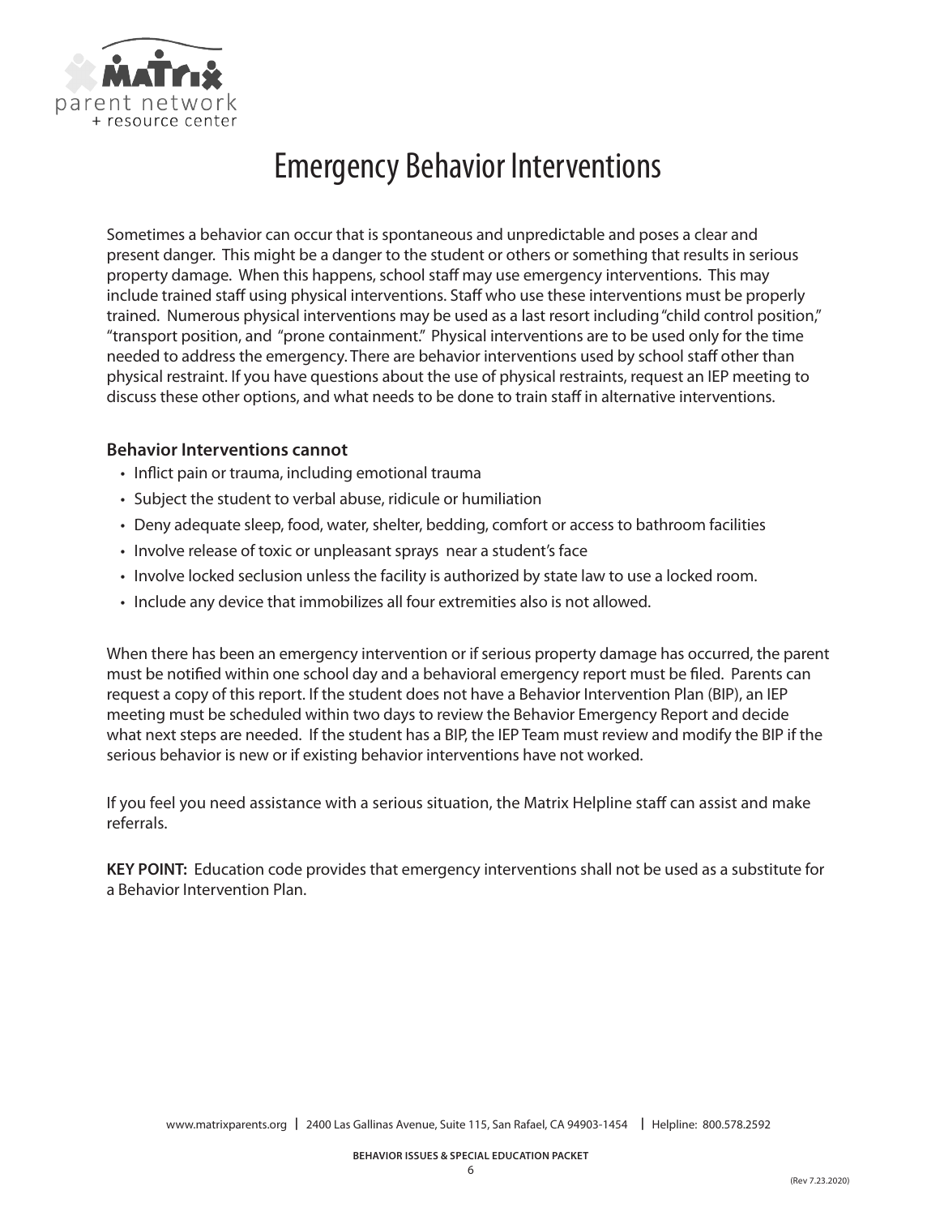# Emergency Behavior Interventions

Sometimes a behavior can occur that is spontaneous and unpredictable and poses a clear and present danger. This might be a danger to the student or others or something that results in serious property damage. When this happens, school staff may use emergency interventions. This may include trained staff using physical interventions. Staff who use these interventions must be properly trained. Numerous physical interventions may be used as a last resort including "child control position," "transport position, and "prone containment." Physical interventions are to be used only for the time needed to address the emergency. There are behavior interventions used by school staff other than physical restraint. If you have questions about the use of physical restraints, request an IEP meeting to discuss these other options, and what needs to be done to train staff in alternative interventions.

**Behavior Interventions cannot**

- Inflict pain or trauma, including emotional trauma
- Subject the student to verbal abuse, ridicule or humiliation
- Deny adequate sleep, food, water, shelter, bedding, comfort or access to bathroom facilities
- Involve release of toxic or unpleasant sprays near a student's face
- Involve locked seclusion unless the facility is authorized by state law to use a locked room.
- Include any device that immobilizes all four extremities also is not allowed.

When there has been an emergency intervention or if serious property damage has occurred, the parent must be notified within one school day and a behavioral emergency report must be filed. Parents can request a copy of this report. If the student does not have a Behavior Intervention Plan (BIP), an IEP meeting must be scheduled within two days to review the Behavior Emergency Report and decide what next steps are needed. If the student has a BIP, the IEP Team must review and modify the BIP if the serious behavior is new or if existing behavior interventions have not worked.

If you feel you need assistance with a serious situation, the Matrix Helpline staff can assist and make referrals.

**KEY POINT:** Education code provides that emergency interventions shall not be used as a substitute for a Behavior Intervention Plan.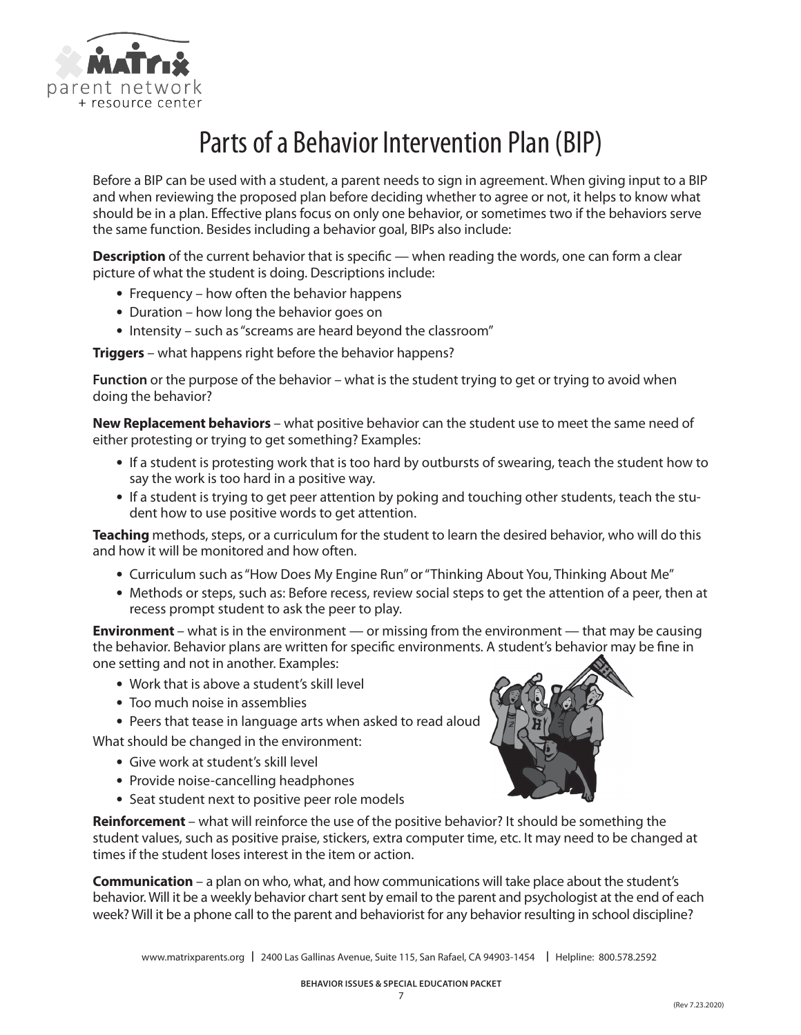# Parts of a Behavior Intervention Plan (BIP)

Before a BIP can be used with a student, a parent needs to sign in agreement. When giving input to a BIP and when reviewing the proposed plan before deciding whether to agree or not, it helps to know what should be in a plan. Effective plans focus on only one behavior, or sometimes two if the behaviors serve the same function. Besides including a behavior goal, BIPs also include:

**Description** of the current behavior that is specific — when reading the words, one can form a clear picture of what the student is doing. Descriptions include:

- Frequency – how often the behavior happens
- Duration – how long the behavior goes on
- Intensity – such as "screams are heard beyond the classroom"

**Triggers** – what happens right before the behavior happens?

**Function** or the purpose of the behavior – what is the student trying to get or trying to avoid when doing the behavior?

**New Replacement behaviors** – what positive behavior can the student use to meet the same need of either protesting or trying to get something? Examples:

- If a student is protesting work that is too hard by outbursts of swearing, teach the student how to say the work is too hard in a positive way.
- If a student is trying to get peer attention by poking and touching other students, teach the student how to use positive words to get attention.

**Teaching** methods, steps, or a curriculum for the student to learn the desired behavior, who will do this and how it will be monitored and how often.

- Curriculum such as "How Does My Engine Run" or "Thinking About You, Thinking About Me"
- Methods or steps, such as: Before recess, review social steps to get the attention of a peer, then at recess prompt student to ask the peer to play.

**Environment** – what is in the environment — or missing from the environment — that may be causing the behavior. Behavior plans are written for specific environments. A student's behavior may be fine in one setting and not in another. Examples:

- Work that is above a student's skill level
- Too much noise in assemblies
- Peers that tease in language arts when asked to read aloud

What should be changed in the environment:

- Give work at student's skill level
- Provide noise-cancelling headphones
- Seat student next to positive peer role models

**Reinforcement** – what will reinforce the use of the positive behavior? It should be something the student values, such as positive praise, stickers, extra computer time, etc. It may need to be changed at times if the student loses interest in the item or action.

**Communication** – a plan on who, what, and how communications will take place about the student's behavior. Will it be a weekly behavior chart sent by email to the parent and psychologist at the end of each week? Will it be a phone call to the parent and behaviorist for any behavior resulting in school discipline?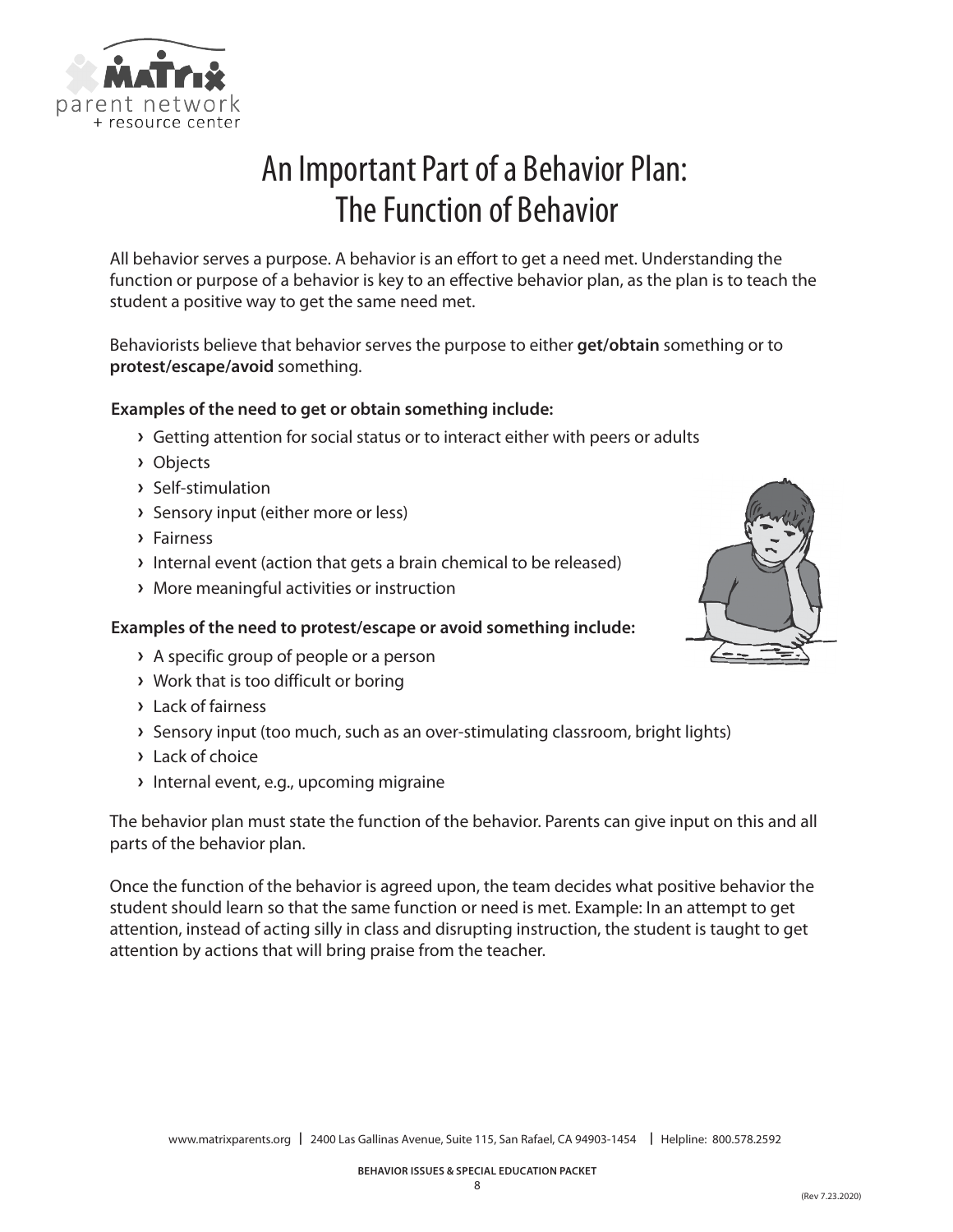# An Important Part of a Behavior Plan: The Function of Behavior

All behavior serves a purpose. A behavior is an effort to get a need met. Understanding the function or purpose of a behavior is key to an effective behavior plan, as the plan is to teach the student a positive way to get the same need met.

Behaviorists believe that behavior serves the purpose to either **get/obtain** something or to **protest/escape/avoid** something.

**Examples of the need to get or obtain something include:**

- Getting attention for social status or to interact either with peers or adults
- Objects
- Self-stimulation
- Sensory input (either more or less)
- Fairness
- Internal event (action that gets a brain chemical to be released)
- More meaningful activities or instruction

**Examples of the need to protest/escape or avoid something include:**

- A specific group of people or a person
- Work that is too difficult or boring
- Lack of fairness
- Sensory input (too much, such as an over-stimulating classroom, bright lights)
- Lack of choice
- Internal event, e.g., upcoming migraine

The behavior plan must state the function of the behavior. Parents can give input on this and all parts of the behavior plan.

Once the function of the behavior is agreed upon, the team decides what positive behavior the student should learn so that the same function or need is met. Example: In an attempt to get attention, instead of acting silly in class and disrupting instruction, the student is taught to get attention by actions that will bring praise from the teacher.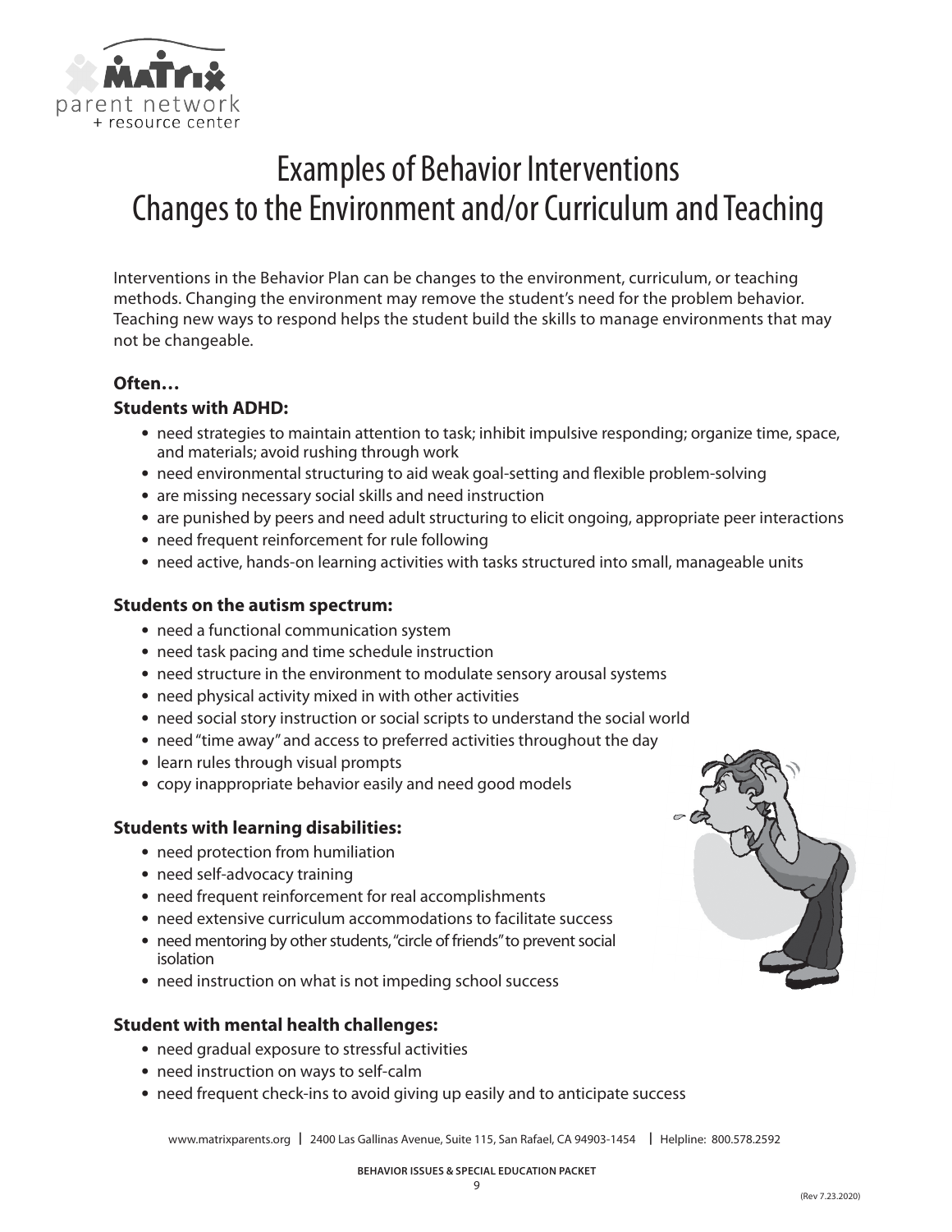# Examples of Behavior Interventions
# Changes to the Environment and/or Curriculum and Teaching

Interventions in the Behavior Plan can be changes to the environment, curriculum, or teaching methods. Changing the environment may remove the student's need for the problem behavior. Teaching new ways to respond helps the student build the skills to manage environments that may not be changeable.

**Often…**

**Students with ADHD:**

- need strategies to maintain attention to task; inhibit impulsive responding; organize time, space, and materials; avoid rushing through work
- need environmental structuring to aid weak goal-setting and flexible problem-solving
- are missing necessary social skills and need instruction
- are punished by peers and need adult structuring to elicit ongoing, appropriate peer interactions
- need frequent reinforcement for rule following
- need active, hands-on learning activities with tasks structured into small, manageable units

**Students on the autism spectrum:**

- need a functional communication system
- need task pacing and time schedule instruction
- need structure in the environment to modulate sensory arousal systems
- need physical activity mixed in with other activities
- need social story instruction or social scripts to understand the social world
- need "time away" and access to preferred activities throughout the day
- learn rules through visual prompts
- copy inappropriate behavior easily and need good models

**Students with learning disabilities:**

- need protection from humiliation
- need self-advocacy training
- need frequent reinforcement for real accomplishments
- need extensive curriculum accommodations to facilitate success
- need mentoring by other students, "circle of friends" to prevent social isolation
- need instruction on what is not impeding school success

**Student with mental health challenges:**

- need gradual exposure to stressful activities
- need instruction on ways to self-calm
- need frequent check-ins to avoid giving up easily and to anticipate success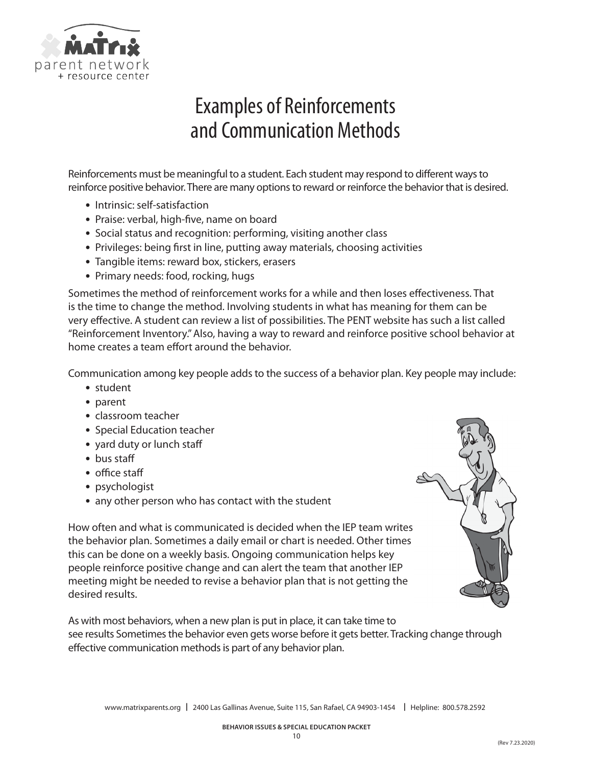# Examples of Reinforcements and Communication Methods

Reinforcements must be meaningful to a student. Each student may respond to different ways to reinforce positive behavior. There are many options to reward or reinforce the behavior that is desired.

- Intrinsic: self-satisfaction
- Praise: verbal, high-five, name on board
- Social status and recognition: performing, visiting another class
- Privileges: being first in line, putting away materials, choosing activities
- Tangible items: reward box, stickers, erasers
- Primary needs: food, rocking, hugs

Sometimes the method of reinforcement works for a while and then loses effectiveness. That is the time to change the method. Involving students in what has meaning for them can be very effective. A student can review a list of possibilities. The PENT website has such a list called "Reinforcement Inventory." Also, having a way to reward and reinforce positive school behavior at home creates a team effort around the behavior.

Communication among key people adds to the success of a behavior plan. Key people may include:

- student
- parent
- classroom teacher
- Special Education teacher
- yard duty or lunch staff
- bus staff
- office staff
- psychologist
- any other person who has contact with the student

How often and what is communicated is decided when the IEP team writes the behavior plan. Sometimes a daily email or chart is needed. Other times this can be done on a weekly basis. Ongoing communication helps key people reinforce positive change and can alert the team that another IEP meeting might be needed to revise a behavior plan that is not getting the desired results.

As with most behaviors, when a new plan is put in place, it can take time to see results Sometimes the behavior even gets worse before it gets better. Tracking change through effective communication methods is part of any behavior plan.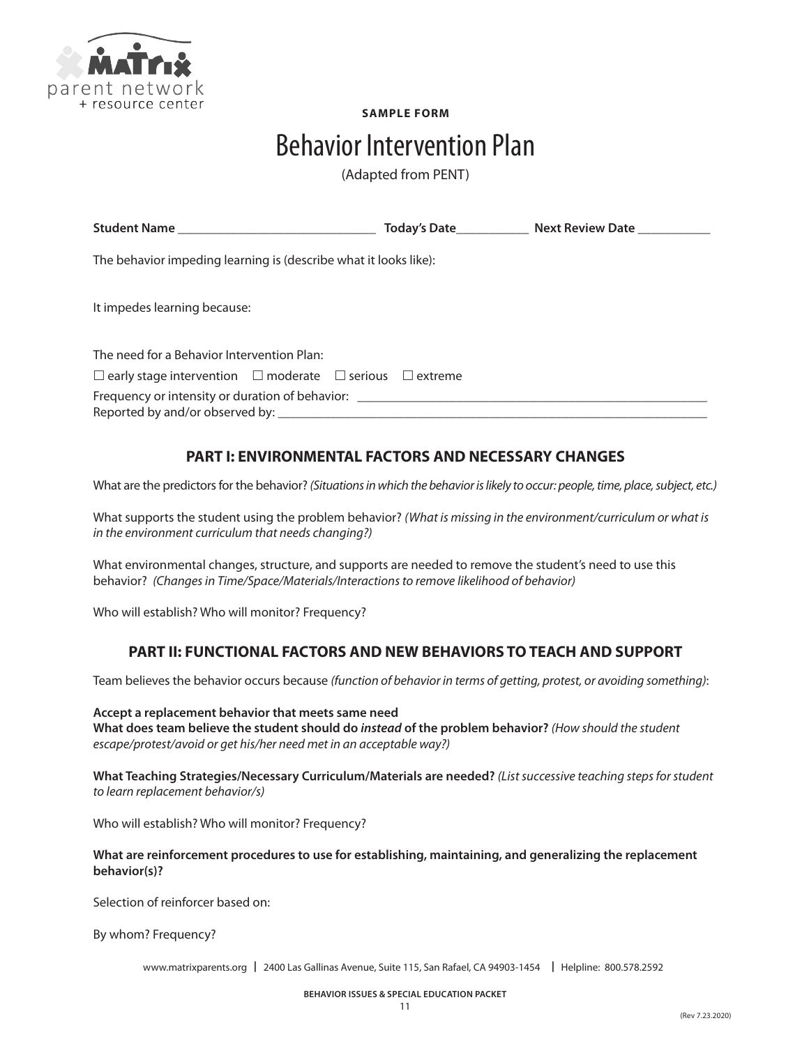**SAMPLE FORM**

# Behavior Intervention Plan

(Adapted from PENT)

**Student Name** _______________________________ **Today's Date**___________ **Next Review Date** ___________

The behavior impeding learning is (describe what it looks like):

It impedes learning because:

The need for a Behavior Intervention Plan:

☐ early stage intervention ☐ moderate ☐ serious ☐ extreme

Frequency or intensity or duration of behavior: _______________________________________________________

Reported by and/or observed by: _____________________________________________________________________

## PART I: ENVIRONMENTAL FACTORS AND NECESSARY CHANGES

What are the predictors for the behavior? *(Situations in which the behavior is likely to occur: people, time, place, subject, etc.)*

What supports the student using the problem behavior? *(What is missing in the environment/curriculum or what is in the environment curriculum that needs changing?)*

What environmental changes, structure, and supports are needed to remove the student's need to use this behavior? *(Changes in Time/Space/Materials/Interactions to remove likelihood of behavior)*

Who will establish? Who will monitor? Frequency?

## PART II: FUNCTIONAL FACTORS AND NEW BEHAVIORS TO TEACH AND SUPPORT

Team believes the behavior occurs because *(function of behavior in terms of getting, protest, or avoiding something)*:

**Accept a replacement behavior that meets same need**
**What does team believe the student should do *instead* of the problem behavior?** *(How should the student escape/protest/avoid or get his/her need met in an acceptable way?)*

**What Teaching Strategies/Necessary Curriculum/Materials are needed?** *(List successive teaching steps for student to learn replacement behavior/s)*

Who will establish? Who will monitor? Frequency?

**What are reinforcement procedures to use for establishing, maintaining, and generalizing the replacement behavior(s)?**

Selection of reinforcer based on:

By whom? Frequency?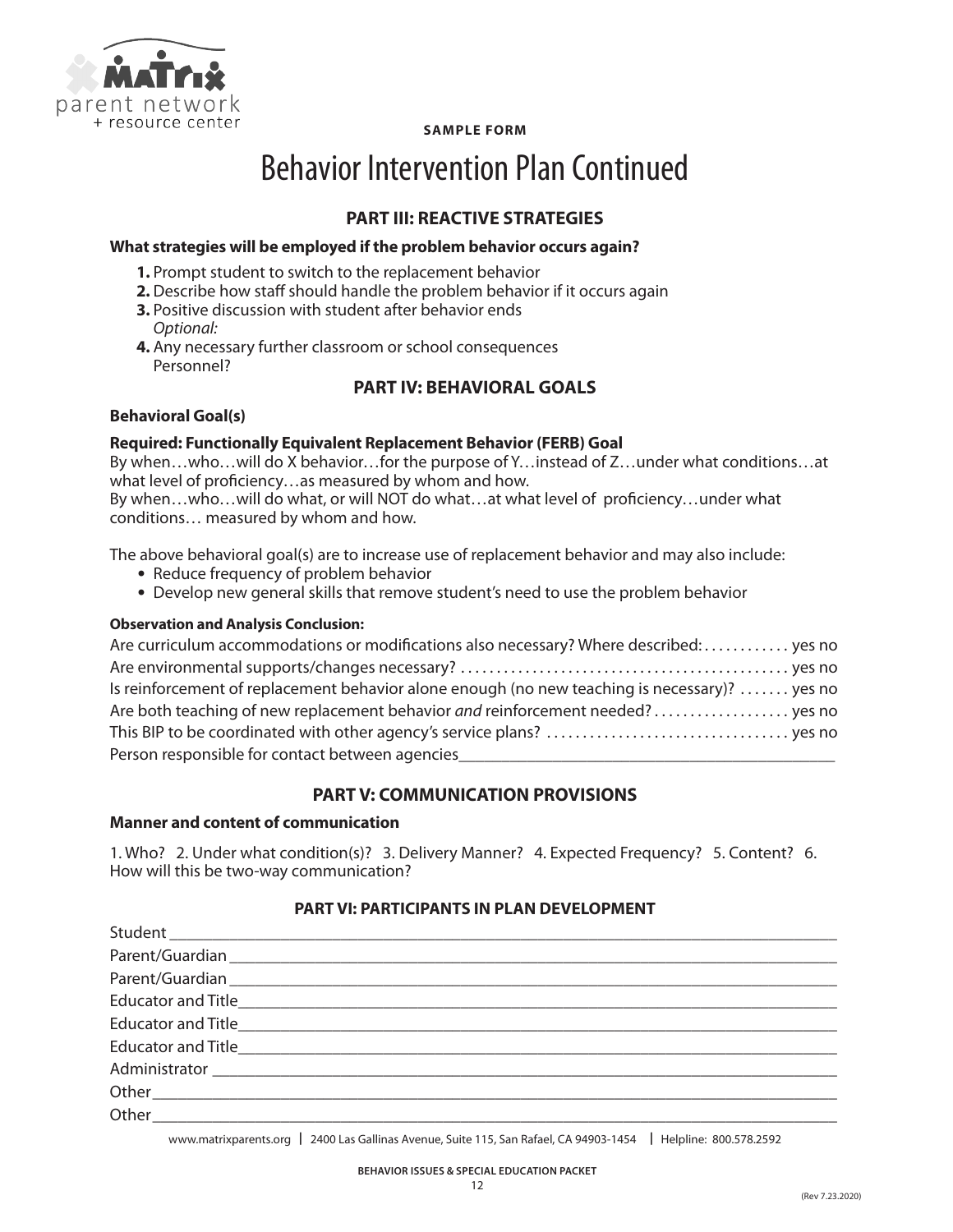**SAMPLE FORM**

# Behavior Intervention Plan Continued

## PART III: REACTIVE STRATEGIES

**What strategies will be employed if the problem behavior occurs again?**

1. Prompt student to switch to the replacement behavior
2. Describe how staff should handle the problem behavior if it occurs again
3. Positive discussion with student after behavior ends
   *Optional:*
4. Any necessary further classroom or school consequences
   Personnel?

## PART IV: BEHAVIORAL GOALS

**Behavioral Goal(s)**

**Required: Functionally Equivalent Replacement Behavior (FERB) Goal**

By when…who…will do X behavior…for the purpose of Y…instead of Z…under what conditions…at what level of proficiency…as measured by whom and how.
By when…who…will do what, or will NOT do what…at what level of proficiency…under what conditions… measured by whom and how.

The above behavioral goal(s) are to increase use of replacement behavior and may also include:

- Reduce frequency of problem behavior
- Develop new general skills that remove student's need to use the problem behavior

**Observation and Analysis Conclusion:**

Are curriculum accommodations or modifications also necessary? Where described: ............ yes no
Are environmental supports/changes necessary? ............................................. yes no
Is reinforcement of replacement behavior alone enough (no new teaching is necessary)? ....... yes no
Are both teaching of new replacement behavior *and* reinforcement needed? .................. yes no
This BIP to be coordinated with other agency's service plans? ................................. yes no
Person responsible for contact between agencies_____________________________________________

## PART V: COMMUNICATION PROVISIONS

**Manner and content of communication**

1. Who? 2. Under what condition(s)? 3. Delivery Manner? 4. Expected Frequency? 5. Content? 6. How will this be two-way communication?

## PART VI: PARTICIPANTS IN PLAN DEVELOPMENT

Student ________________________________________________________________
Parent/Guardian ________________________________________________________
Parent/Guardian ________________________________________________________
Educator and Title_______________________________________________________
Educator and Title_______________________________________________________
Educator and Title_______________________________________________________
Administrator __________________________________________________________
Other__________________________________________________________________
Other__________________________________________________________________

www.matrixparents.org | 2400 Las Gallinas Avenue, Suite 115, San Rafael, CA 94903-1454 | Helpline: 800.578.2592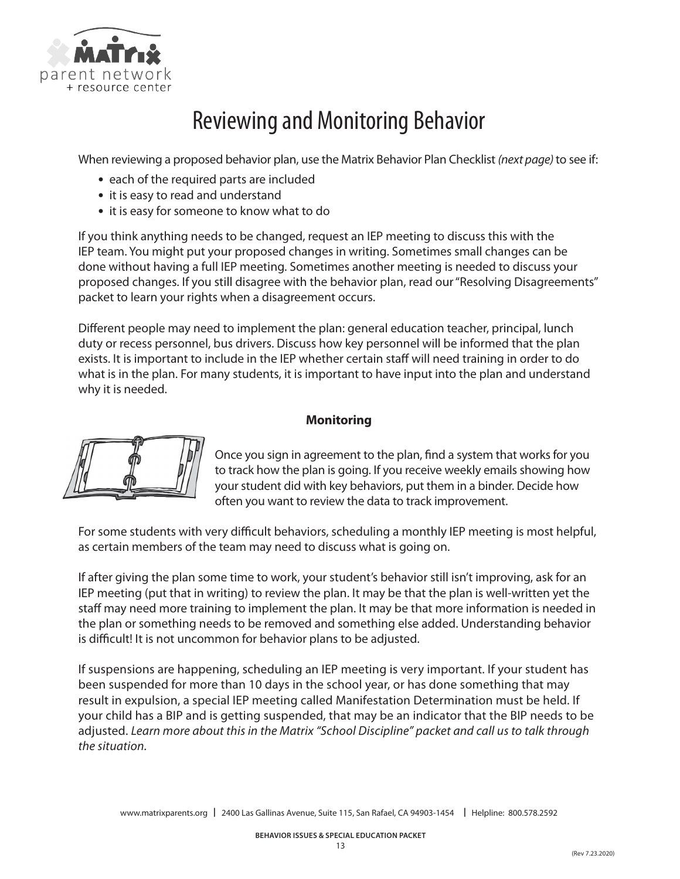# Reviewing and Monitoring Behavior

When reviewing a proposed behavior plan, use the Matrix Behavior Plan Checklist *(next page)* to see if:

- each of the required parts are included
- it is easy to read and understand
- it is easy for someone to know what to do

If you think anything needs to be changed, request an IEP meeting to discuss this with the IEP team. You might put your proposed changes in writing. Sometimes small changes can be done without having a full IEP meeting. Sometimes another meeting is needed to discuss your proposed changes. If you still disagree with the behavior plan, read our "Resolving Disagreements" packet to learn your rights when a disagreement occurs.

Different people may need to implement the plan: general education teacher, principal, lunch duty or recess personnel, bus drivers. Discuss how key personnel will be informed that the plan exists. It is important to include in the IEP whether certain staff will need training in order to do what is in the plan. For many students, it is important to have input into the plan and understand why it is needed.

## Monitoring

Once you sign in agreement to the plan, find a system that works for you to track how the plan is going. If you receive weekly emails showing how your student did with key behaviors, put them in a binder. Decide how often you want to review the data to track improvement.

For some students with very difficult behaviors, scheduling a monthly IEP meeting is most helpful, as certain members of the team may need to discuss what is going on.

If after giving the plan some time to work, your student's behavior still isn't improving, ask for an IEP meeting (put that in writing) to review the plan. It may be that the plan is well-written yet the staff may need more training to implement the plan. It may be that more information is needed in the plan or something needs to be removed and something else added. Understanding behavior is difficult! It is not uncommon for behavior plans to be adjusted.

If suspensions are happening, scheduling an IEP meeting is very important. If your student has been suspended for more than 10 days in the school year, or has done something that may result in expulsion, a special IEP meeting called Manifestation Determination must be held. If your child has a BIP and is getting suspended, that may be an indicator that the BIP needs to be adjusted. *Learn more about this in the Matrix "School Discipline" packet and call us to talk through the situation.*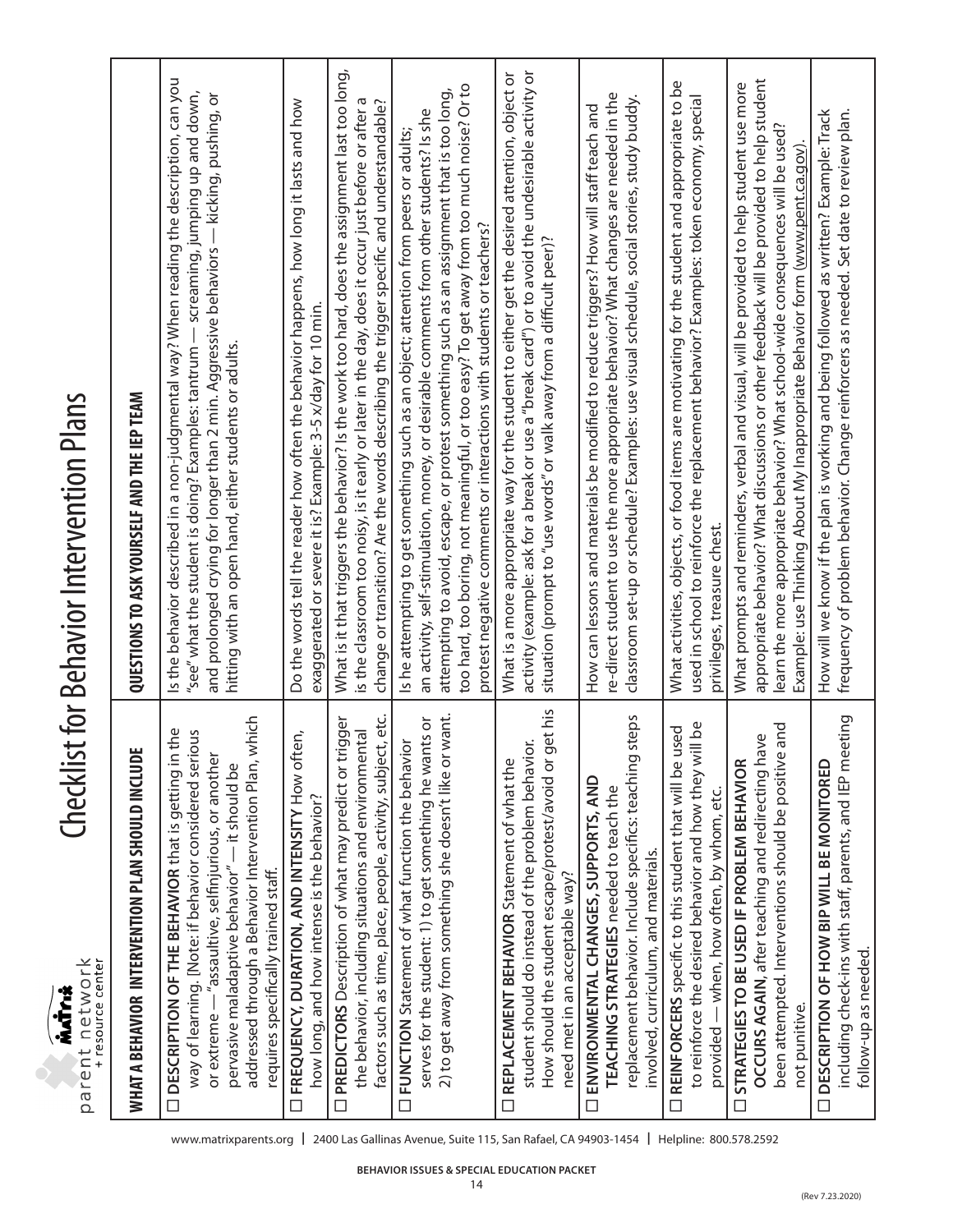# Checklist for Behavior Intervention Plans

| WHAT A BEHAVIOR INTERVENTION PLAN SHOULD INCLUDE | QUESTIONS TO ASK YOURSELF AND THE IEP TEAM |
|---|---|
| ☐ **DESCRIPTION OF THE BEHAVIOR** that is getting in the way of learning. [Note: if behavior considered serious or extreme — "assaultive, selfinjurious, or another pervasive maladaptive behavior" — it should be addressed through a Behavior Intervention Plan, which requires specifically trained staff. | Is the behavior described in a non-judgmental way? When reading the description, can you "see" what the student is doing? Examples: tantrum — screaming, jumping up and down, and prolonged crying for longer than 2 min. Aggressive behaviors — kicking, pushing, or hitting with an open hand, either students or adults. |
| ☐ **FREQUENCY, DURATION, AND INTENSITY** How often, how long, and how intense is the behavior? | Do the words tell the reader how often the behavior happens, how long it lasts and how exaggerated or severe it is? Example: 3-5 x/day for 10 min. |
| ☐ **PREDICTORS** Description of what may predict or trigger the behavior, including situations and environmental factors such as time, place, people, activity, subject, etc. | What is it that triggers the behavior? Is the work too hard, does the assignment last too long, is the classroom too noisy, is it early or later in the day, does it occur just before or after a change or transition? Are the words describing the trigger specific and understandable? |
| ☐ **FUNCTION** Statement of what function the behavior serves for the student: 1) to get something he wants or 2) to get away from something she doesn't like or want. | Is he attempting to get something such as an object; attention from peers or adults; an activity, self-stimulation, money, or desirable comments from other students? Is she attempting to avoid, escape, or protest something such as an assignment that is too long, too hard, too boring, not meaningful, or too easy? To get away from too much noise? Or to protest negative comments or interactions with students or teachers? |
| ☐ **REPLACEMENT BEHAVIOR** Statement of what the student should do instead of the problem behavior. How should the student escape/protest/avoid or get his need met in an acceptable way? | What is a more appropriate way for the student to either get the desired attention, object or activity (example: ask for a break or use a "break card") or to avoid the undesirable activity or situation (prompt to "use words" or walk away from a difficult peer)? |
| ☐ **ENVIRONMENTAL CHANGES, SUPPORTS, AND TEACHING STRATEGIES** needed to teach the replacement behavior. Include specifics: teaching steps involved, curriculum, and materials. | How can lessons and materials be modified to reduce triggers? How will staff teach and re-direct student to use the more appropriate behavior? What changes are needed in the classroom set-up or schedule? Examples: use visual schedule, social stories, study buddy. |
| ☐ **REINFORCERS** specific to this student that will be used to reinforce the desired behavior and how they will be provided — when, how often, by whom, etc. | What activities, objects, or food items are motivating for the student and appropriate to be used in school to reinforce the replacement behavior? Examples: token economy, special privileges, treasure chest. |
| ☐ **STRATEGIES TO BE USED IF PROBLEM BEHAVIOR OCCURS AGAIN,** after teaching and redirecting have been attempted. Interventions should be positive and not punitive. | What prompts and reminders, verbal and visual, will be provided to help student use more appropriate behavior? What discussions or other feedback will be provided to help student learn the more appropriate behavior? What school-wide consequences will be used? Example: use Thinking About My Inappropriate Behavior form (www.pent.ca.gov). |
| ☐ **DESCRIPTION OF HOW BIP WILL BE MONITORED** including check-ins with staff, parents, and IEP meeting follow-up as needed. | How will we know if the plan is working and being followed as written? Example: Track frequency of problem behavior. Change reinforcers as needed. Set date to review plan. |